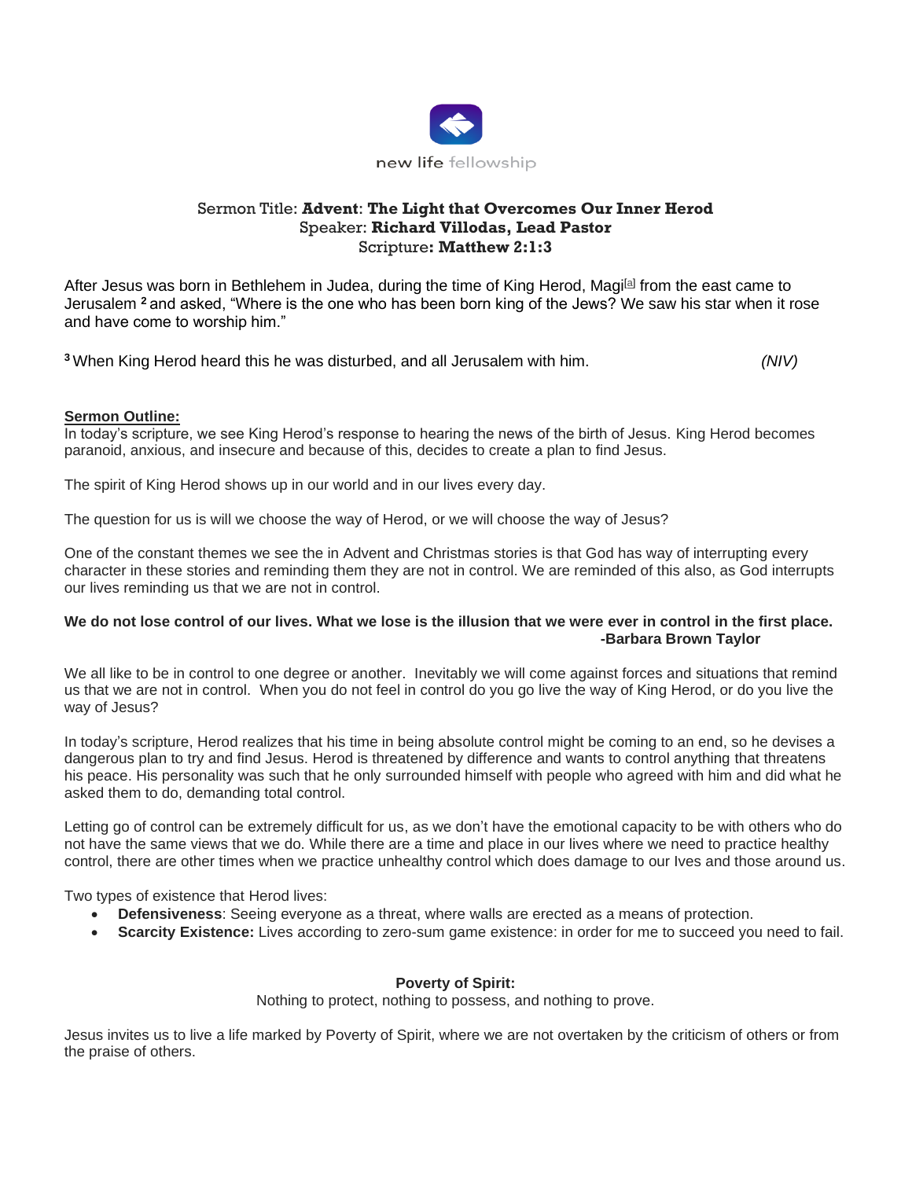new life fellowship

Sermon Title: **Advent**: **The Light that Overcomes Our Inner Herod**
Speaker: **Richard Villodas, Lead Pastor**
Scripture**: Matthew 2:1:3**

After Jesus was born in Bethlehem in Judea, during the time of King Herod, Magi[a] from the east came to Jerusalem [2] and asked, "Where is the one who has been born king of the Jews? We saw his star when it rose and have come to worship him."

[3] When King Herod heard this he was disturbed, and all Jerusalem with him. *(NIV)*

**Sermon Outline:**

In today's scripture, we see King Herod's response to hearing the news of the birth of Jesus. King Herod becomes paranoid, anxious, and insecure and because of this, decides to create a plan to find Jesus.

The spirit of King Herod shows up in our world and in our lives every day.

The question for us is will we choose the way of Herod, or we will choose the way of Jesus?

One of the constant themes we see the in Advent and Christmas stories is that God has way of interrupting every character in these stories and reminding them they are not in control. We are reminded of this also, as God interrupts our lives reminding us that we are not in control.

**We do not lose control of our lives. What we lose is the illusion that we were ever in control in the first place.**
**-Barbara Brown Taylor**

We all like to be in control to one degree or another. Inevitably we will come against forces and situations that remind us that we are not in control. When you do not feel in control do you go live the way of King Herod, or do you live the way of Jesus?

In today's scripture, Herod realizes that his time in being absolute control might be coming to an end, so he devises a dangerous plan to try and find Jesus. Herod is threatened by difference and wants to control anything that threatens his peace. His personality was such that he only surrounded himself with people who agreed with him and did what he asked them to do, demanding total control.

Letting go of control can be extremely difficult for us, as we don't have the emotional capacity to be with others who do not have the same views that we do. While there are a time and place in our lives where we need to practice healthy control, there are other times when we practice unhealthy control which does damage to our Ives and those around us.

Two types of existence that Herod lives:

- **Defensiveness**: Seeing everyone as a threat, where walls are erected as a means of protection.
- **Scarcity Existence:** Lives according to zero-sum game existence: in order for me to succeed you need to fail.

**Poverty of Spirit:**

Nothing to protect, nothing to possess, and nothing to prove.

Jesus invites us to live a life marked by Poverty of Spirit, where we are not overtaken by the criticism of others or from the praise of others.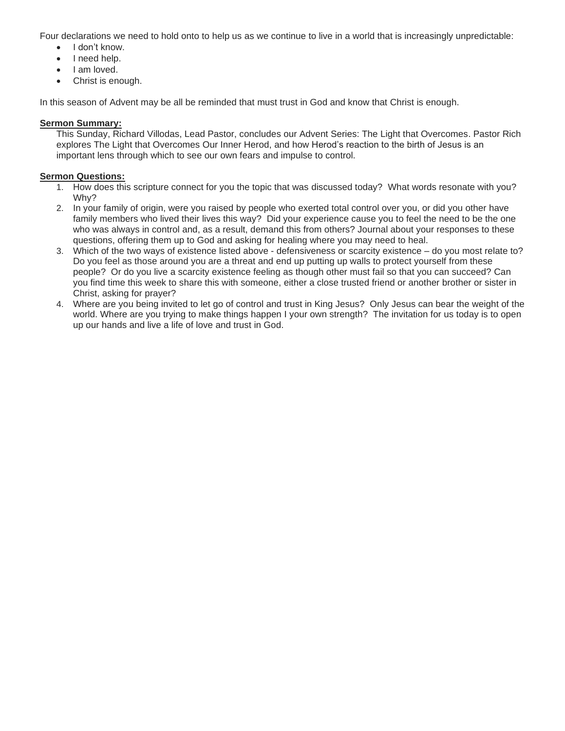Four declarations we need to hold onto to help us as we continue to live in a world that is increasingly unpredictable:

- I don't know.
- I need help.
- I am loved.
- Christ is enough.

In this season of Advent may be all be reminded that must trust in God and know that Christ is enough.

**Sermon Summary:**

This Sunday, Richard Villodas, Lead Pastor, concludes our Advent Series: The Light that Overcomes. Pastor Rich explores The Light that Overcomes Our Inner Herod, and how Herod's reaction to the birth of Jesus is an important lens through which to see our own fears and impulse to control.

**Sermon Questions:**

1. How does this scripture connect for you the topic that was discussed today? What words resonate with you? Why?
2. In your family of origin, were you raised by people who exerted total control over you, or did you other have family members who lived their lives this way? Did your experience cause you to feel the need to be the one who was always in control and, as a result, demand this from others? Journal about your responses to these questions, offering them up to God and asking for healing where you may need to heal.
3. Which of the two ways of existence listed above - defensiveness or scarcity existence – do you most relate to? Do you feel as those around you are a threat and end up putting up walls to protect yourself from these people? Or do you live a scarcity existence feeling as though other must fail so that you can succeed? Can you find time this week to share this with someone, either a close trusted friend or another brother or sister in Christ, asking for prayer?
4. Where are you being invited to let go of control and trust in King Jesus? Only Jesus can bear the weight of the world. Where are you trying to make things happen I your own strength? The invitation for us today is to open up our hands and live a life of love and trust in God.